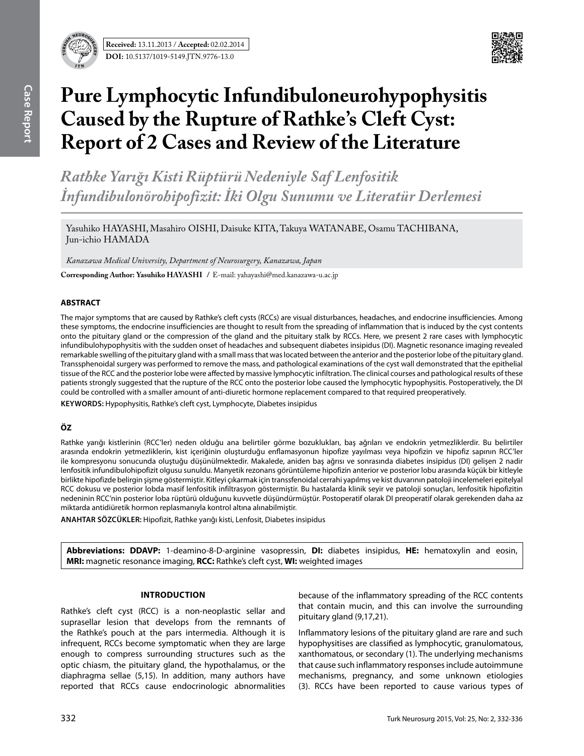**Received:** 13.11.2013 / **Accepted:** 02.02.2014

**DOI:** 10.5137/1019-5149.JTN.9776-13.0

Case Report

# Pure Lymphocytic Infundibuloneurohypophysitis Caused by the Rupture of Rathke's Cleft Cyst: Report of 2 Cases and Review of the Literature

*Rathke Yarığı Kisti Rüptürü Nedeniyle Saf Lenfositik İnfundibulonörohipofizit: İki Olgu Sunumu ve Literatür Derlemesi*

Yasuhiko HAYASHI, Masahiro OISHI, Daisuke KITA, Takuya WATANABE, Osamu TACHIBANA, Jun-ichio HAMADA

*Kanazawa Medical University, Department of Neurosurgery, Kanazawa, Japan*

**Corresponding Author: Yasuhiko HAYASHI** / E-mail: yahayashi@med.kanazawa-u.ac.jp

## ABSTRACT

The major symptoms that are caused by Rathke's cleft cysts (RCCs) are visual disturbances, headaches, and endocrine insufficiencies. Among these symptoms, the endocrine insufficiencies are thought to result from the spreading of inflammation that is induced by the cyst contents onto the pituitary gland or the compression of the gland and the pituitary stalk by RCCs. Here, we present 2 rare cases with lymphocytic infundibulohypophysitis with the sudden onset of headaches and subsequent diabetes insipidus (DI). Magnetic resonance imaging revealed remarkable swelling of the pituitary gland with a small mass that was located between the anterior and the posterior lobe of the pituitary gland. Transsphenoidal surgery was performed to remove the mass, and pathological examinations of the cyst wall demonstrated that the epithelial tissue of the RCC and the posterior lobe were affected by massive lymphocytic infiltration. The clinical courses and pathological results of these patients strongly suggested that the rupture of the RCC onto the posterior lobe caused the lymphocytic hypophysitis. Postoperatively, the DI could be controlled with a smaller amount of anti-diuretic hormone replacement compared to that required preoperatively.

**KEYWORDS:** Hypophysitis, Rathke's cleft cyst, Lymphocyte, Diabetes insipidus

## ÖZ

Rathke yarığı kistlerinin (RCC'ler) neden olduğu ana belirtiler görme bozuklukları, baş ağrıları ve endokrin yetmezliklerdir. Bu belirtiler arasında endokrin yetmezliklerin, kist içeriğinin oluşturduğu enflamasyonun hipofize yayılması veya hipofizin ve hipofiz sapının RCC'ler ile kompresyonu sonucunda oluştuğu düşünülmektedir. Makalede, aniden baş ağrısı ve sonrasında diabetes insipidus (DI) gelişen 2 nadir lenfositik infundibulohipofizit olgusu sunuldu. Manyetik rezonans görüntüleme hipofizin anterior ve posterior lobu arasında küçük bir kitleyle birlikte hipofizde belirgin şişme göstermiştir. Kitleyi çıkarmak için transsfenoidal cerrahi yapılmış ve kist duvarının patoloji incelemeleri epitelyal RCC dokusu ve posterior lobda masif lenfositik infiltrasyon göstermiştir. Bu hastalarda klinik seyir ve patoloji sonuçları, lenfositik hipofizitin nedeninin RCC'nin posterior loba rüptürü olduğunu kuvvetle düşündürmüştür. Postoperatif olarak DI preoperatif olarak gerekenden daha az miktarda antidiüretik hormon replasmanıyla kontrol altına alınabilmiştir.

**ANAHTAR SÖZCÜKLER:** Hipofizit, Rathke yarığı kisti, Lenfosit, Diabetes insipidus

**Abbreviations: DDAVP:** 1-deamino-8-D-arginine vasopressin, **DI:** diabetes insipidus, **HE:** hematoxylin and eosin, **MRI:** magnetic resonance imaging, **RCC:** Rathke's cleft cyst, **WI:** weighted images

## INTRODUCTION

Rathke's cleft cyst (RCC) is a non-neoplastic sellar and suprasellar lesion that develops from the remnants of the Rathke's pouch at the pars intermedia. Although it is infrequent, RCCs become symptomatic when they are large enough to compress surrounding structures such as the optic chiasm, the pituitary gland, the hypothalamus, or the diaphragma sellae (5,15). In addition, many authors have reported that RCCs cause endocrinologic abnormalities because of the inflammatory spreading of the RCC contents that contain mucin, and this can involve the surrounding pituitary gland (9,17,21).

Inflammatory lesions of the pituitary gland are rare and such hypophysitises are classified as lymphocytic, granulomatous, xanthomatous, or secondary (1). The underlying mechanisms that cause such inflammatory responses include autoimmune mechanisms, pregnancy, and some unknown etiologies (3). RCCs have been reported to cause various types of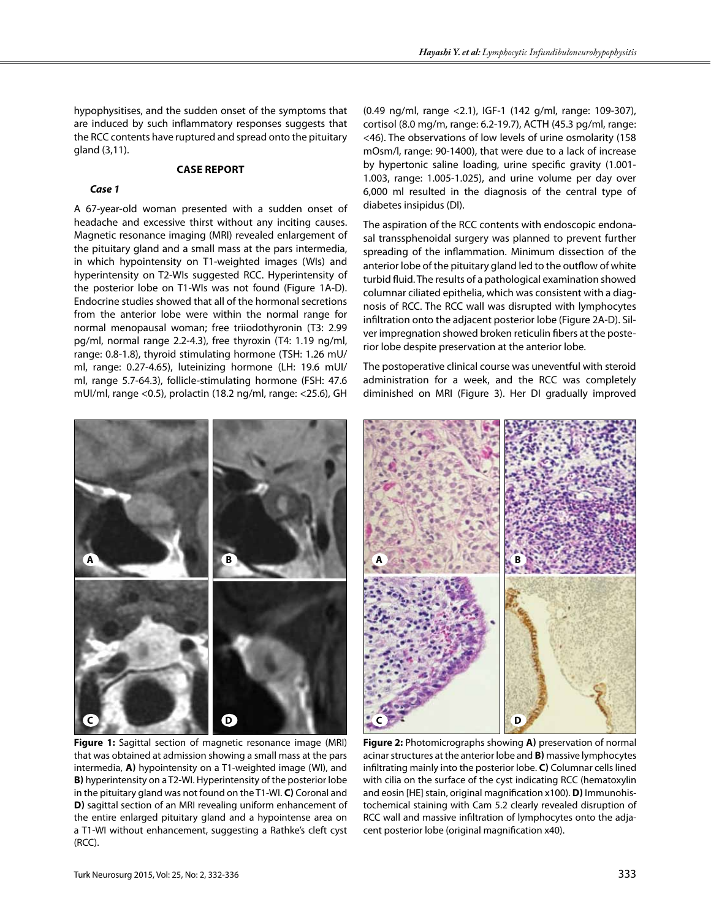hypophysitises, and the sudden onset of the symptoms that are induced by such inflammatory responses suggests that the RCC contents have ruptured and spread onto the pituitary gland (3,11).

## CASE REPORT

### *Case 1*

A 67-year-old woman presented with a sudden onset of headache and excessive thirst without any inciting causes. Magnetic resonance imaging (MRI) revealed enlargement of the pituitary gland and a small mass at the pars intermedia, in which hypointensity on T1-weighted images (WIs) and hyperintensity on T2-WIs suggested RCC. Hyperintensity of the posterior lobe on T1-WIs was not found (Figure 1A-D). Endocrine studies showed that all of the hormonal secretions from the anterior lobe were within the normal range for normal menopausal woman; free triiodothyronin (T3: 2.99 pg/ml, normal range 2.2-4.3), free thyroxin (T4: 1.19 ng/ml, range: 0.8-1.8), thyroid stimulating hormone (TSH: 1.26 mU/ml, range: 0.27-4.65), luteinizing hormone (LH: 19.6 mUI/ml, range 5.7-64.3), follicle-stimulating hormone (FSH: 47.6 mUI/ml, range <0.5), prolactin (18.2 ng/ml, range: <25.6), GH (0.49 ng/ml, range <2.1), IGF-1 (142 g/ml, range: 109-307), cortisol (8.0 mg/m, range: 6.2-19.7), ACTH (45.3 pg/ml, range: <46). The observations of low levels of urine osmolarity (158 mOsm/l, range: 90-1400), that were due to a lack of increase by hypertonic saline loading, urine specific gravity (1.001-1.003, range: 1.005-1.025), and urine volume per day over 6,000 ml resulted in the diagnosis of the central type of diabetes insipidus (DI).

The aspiration of the RCC contents with endoscopic endonasal transsphenoidal surgery was planned to prevent further spreading of the inflammation. Minimum dissection of the anterior lobe of the pituitary gland led to the outflow of white turbid fluid. The results of a pathological examination showed columnar ciliated epithelia, which was consistent with a diagnosis of RCC. The RCC wall was disrupted with lymphocytes infiltration onto the adjacent posterior lobe (Figure 2A-D). Silver impregnation showed broken reticulin fibers at the posterior lobe despite preservation at the anterior lobe.

The postoperative clinical course was uneventful with steroid administration for a week, and the RCC was completely diminished on MRI (Figure 3). Her DI gradually improved

**Figure 1:** Sagittal section of magnetic resonance image (MRI) that was obtained at admission showing a small mass at the pars intermedia, **A)** hypointensity on a T1-weighted image (WI), and **B)** hyperintensity on a T2-WI. Hyperintensity of the posterior lobe in the pituitary gland was not found on the T1-WI. **C)** Coronal and **D)** sagittal section of an MRI revealing uniform enhancement of the entire enlarged pituitary gland and a hypointense area on a T1-WI without enhancement, suggesting a Rathke's cleft cyst (RCC).

**Figure 2:** Photomicrographs showing **A)** preservation of normal acinar structures at the anterior lobe and **B)** massive lymphocytes infiltrating mainly into the posterior lobe. **C)** Columnar cells lined with cilia on the surface of the cyst indicating RCC (hematoxylin and eosin [HE] stain, original magnification x100). **D)** Immunohistochemical staining with Cam 5.2 clearly revealed disruption of RCC wall and massive infiltration of lymphocytes onto the adjacent posterior lobe (original magnification x40).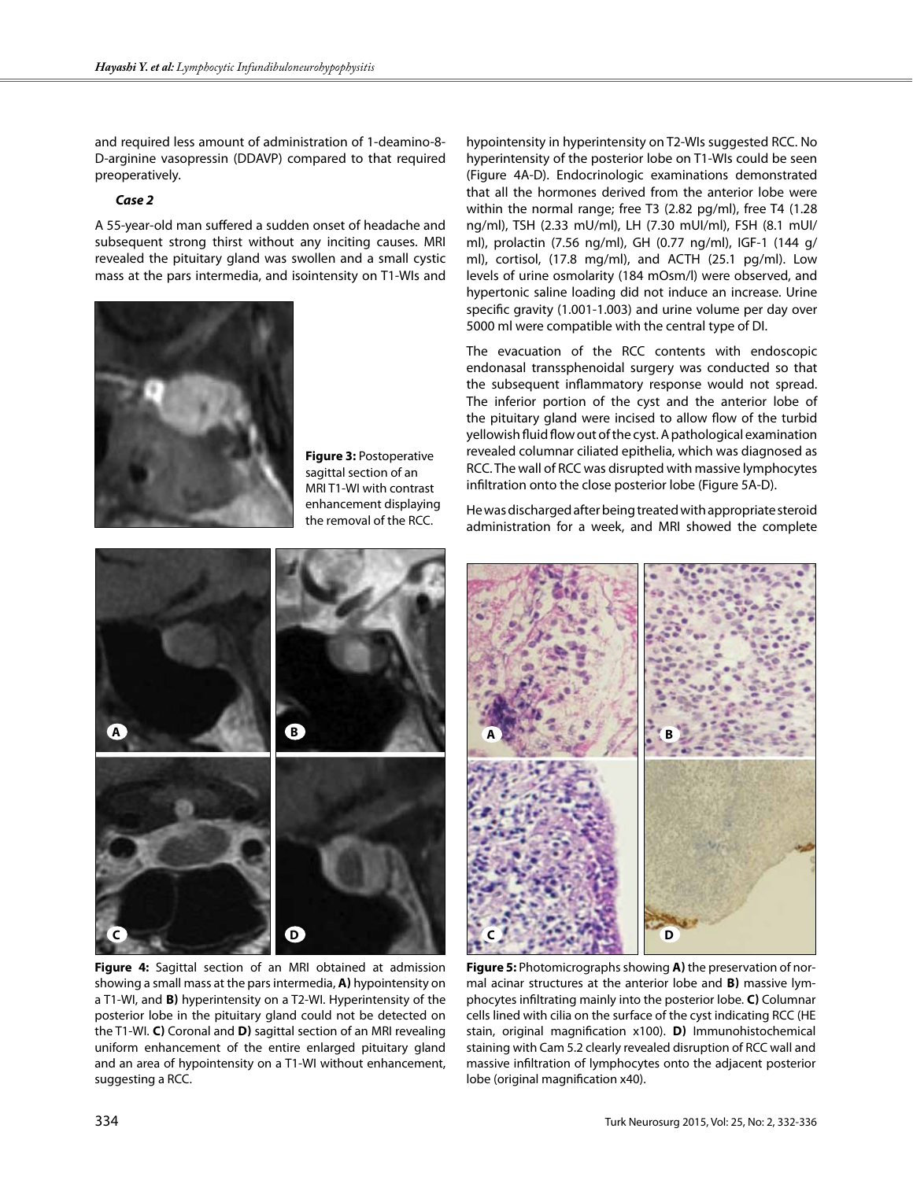and required less amount of administration of 1-deamino-8-D-arginine vasopressin (DDAVP) compared to that required preoperatively.

### *Case 2*

A 55-year-old man suffered a sudden onset of headache and subsequent strong thirst without any inciting causes. MRI revealed the pituitary gland was swollen and a small cystic mass at the pars intermedia, and isointensity on T1-WIs and hypointensity in hyperintensity on T2-WIs suggested RCC. No hyperintensity of the posterior lobe on T1-WIs could be seen (Figure 4A-D). Endocrinologic examinations demonstrated that all the hormones derived from the anterior lobe were within the normal range; free T3 (2.82 pg/ml), free T4 (1.28 ng/ml), TSH (2.33 mU/ml), LH (7.30 mUI/ml), FSH (8.1 mUI/ml), prolactin (7.56 ng/ml), GH (0.77 ng/ml), IGF-1 (144 g/ml), cortisol, (17.8 mg/ml), and ACTH (25.1 pg/ml). Low levels of urine osmolarity (184 mOsm/l) were observed, and hypertonic saline loading did not induce an increase. Urine specific gravity (1.001-1.003) and urine volume per day over 5000 ml were compatible with the central type of DI.

The evacuation of the RCC contents with endoscopic endonasal transsphenoidal surgery was conducted so that the subsequent inflammatory response would not spread. The inferior portion of the cyst and the anterior lobe of the pituitary gland were incised to allow flow of the turbid yellowish fluid flow out of the cyst. A pathological examination revealed columnar ciliated epithelia, which was diagnosed as RCC. The wall of RCC was disrupted with massive lymphocytes infiltration onto the close posterior lobe (Figure 5A-D).

He was discharged after being treated with appropriate steroid administration for a week, and MRI showed the complete

**Figure 3:** Postoperative sagittal section of an MRI T1-WI with contrast enhancement displaying the removal of the RCC.

**Figure 4:** Sagittal section of an MRI obtained at admission showing a small mass at the pars intermedia, **A)** hypointensity on a T1-WI, and **B)** hyperintensity on a T2-WI. Hyperintensity of the posterior lobe in the pituitary gland could not be detected on the T1-WI. **C)** Coronal and **D)** sagittal section of an MRI revealing uniform enhancement of the entire enlarged pituitary gland and an area of hypointensity on a T1-WI without enhancement, suggesting a RCC.

**Figure 5:** Photomicrographs showing **A)** the preservation of normal acinar structures at the anterior lobe and **B)** massive lymphocytes infiltrating mainly into the posterior lobe. **C)** Columnar cells lined with cilia on the surface of the cyst indicating RCC (HE stain, original magnification x100). **D)** Immunohistochemical staining with Cam 5.2 clearly revealed disruption of RCC wall and massive infiltration of lymphocytes onto the adjacent posterior lobe (original magnification x40).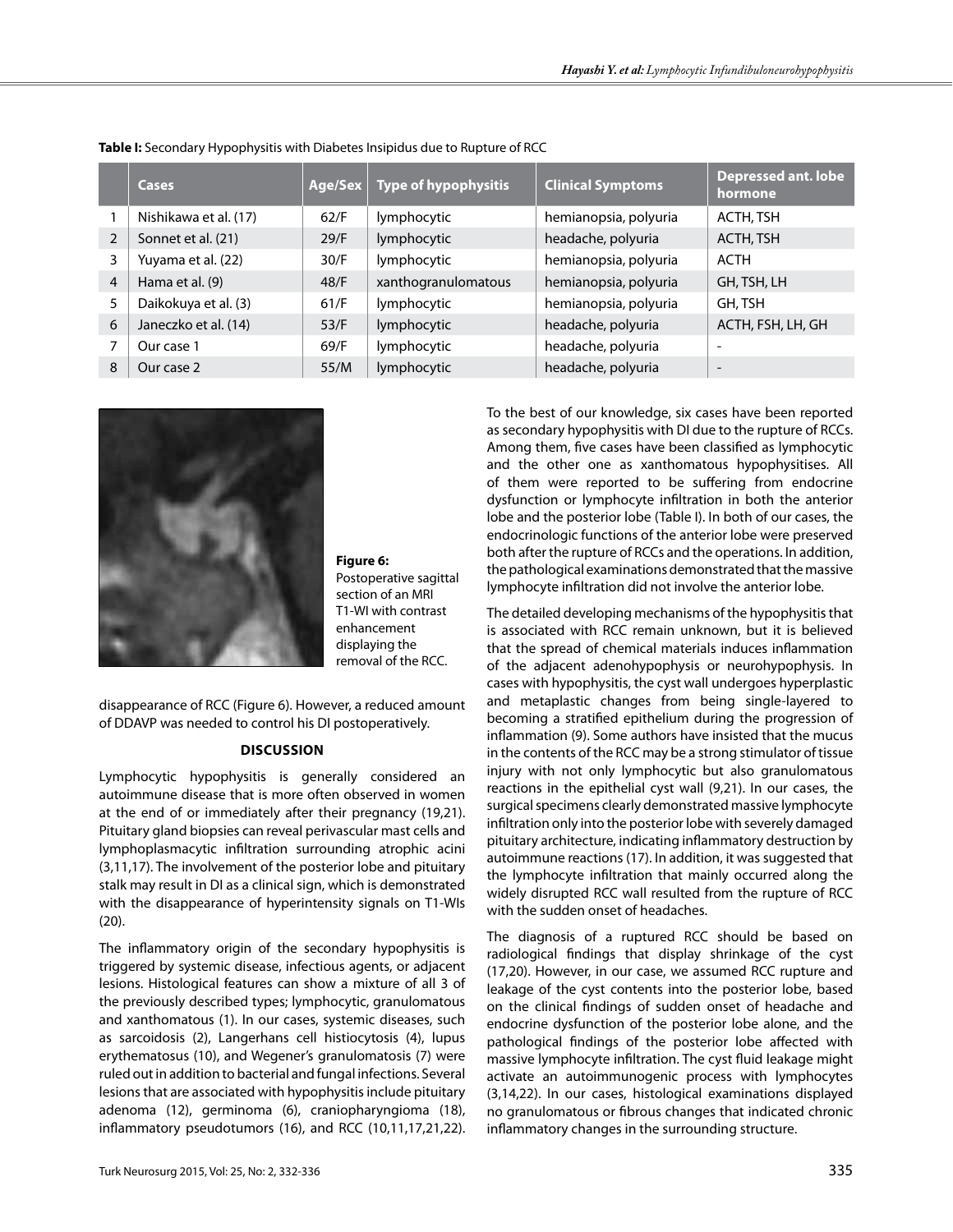**Table I:** Secondary Hypophysitis with Diabetes Insipidus due to Rupture of RCC

| | Cases | Age/Sex | Type of hypophysitis | Clinical Symptoms | Depressed ant. lobe hormone |
|---|---|---|---|---|---|
| 1 | Nishikawa et al. (17) | 62/F | lymphocytic | hemianopsia, polyuria | ACTH, TSH |
| 2 | Sonnet et al. (21) | 29/F | lymphocytic | headache, polyuria | ACTH, TSH |
| 3 | Yuyama et al. (22) | 30/F | lymphocytic | hemianopsia, polyuria | ACTH |
| 4 | Hama et al. (9) | 48/F | xanthogranulomatous | hemianopsia, polyuria | GH, TSH, LH |
| 5 | Daikokuya et al. (3) | 61/F | lymphocytic | hemianopsia, polyuria | GH, TSH |
| 6 | Janeczko et al. (14) | 53/F | lymphocytic | headache, polyuria | ACTH, FSH, LH, GH |
| 7 | Our case 1 | 69/F | lymphocytic | headache, polyuria | - |
| 8 | Our case 2 | 55/M | lymphocytic | headache, polyuria | - |

**Figure 6:** Postoperative sagittal section of an MRI T1-WI with contrast enhancement displaying the removal of the RCC.

disappearance of RCC (Figure 6). However, a reduced amount of DDAVP was needed to control his DI postoperatively.

## DISCUSSION

Lymphocytic hypophysitis is generally considered an autoimmune disease that is more often observed in women at the end of or immediately after their pregnancy (19,21). Pituitary gland biopsies can reveal perivascular mast cells and lymphoplasmacytic infiltration surrounding atrophic acini (3,11,17). The involvement of the posterior lobe and pituitary stalk may result in DI as a clinical sign, which is demonstrated with the disappearance of hyperintensity signals on T1-WIs (20).

The inflammatory origin of the secondary hypophysitis is triggered by systemic disease, infectious agents, or adjacent lesions. Histological features can show a mixture of all 3 of the previously described types; lymphocytic, granulomatous and xanthomatous (1). In our cases, systemic diseases, such as sarcoidosis (2), Langerhans cell histiocytosis (4), lupus erythematosus (10), and Wegener's granulomatosis (7) were ruled out in addition to bacterial and fungal infections. Several lesions that are associated with hypophysitis include pituitary adenoma (12), germinoma (6), craniopharyngioma (18), inflammatory pseudotumors (16), and RCC (10,11,17,21,22). To the best of our knowledge, six cases have been reported as secondary hypophysitis with DI due to the rupture of RCCs. Among them, five cases have been classified as lymphocytic and the other one as xanthomatous hypophysitises. All of them were reported to be suffering from endocrine dysfunction or lymphocyte infiltration in both the anterior lobe and the posterior lobe (Table I). In both of our cases, the endocrinologic functions of the anterior lobe were preserved both after the rupture of RCCs and the operations. In addition, the pathological examinations demonstrated that the massive lymphocyte infiltration did not involve the anterior lobe.

The detailed developing mechanisms of the hypophysitis that is associated with RCC remain unknown, but it is believed that the spread of chemical materials induces inflammation of the adjacent adenohypophysis or neurohypophysis. In cases with hypophysitis, the cyst wall undergoes hyperplastic and metaplastic changes from being single-layered to becoming a stratified epithelium during the progression of inflammation (9). Some authors have insisted that the mucus in the contents of the RCC may be a strong stimulator of tissue injury with not only lymphocytic but also granulomatous reactions in the epithelial cyst wall (9,21). In our cases, the surgical specimens clearly demonstrated massive lymphocyte infiltration only into the posterior lobe with severely damaged pituitary architecture, indicating inflammatory destruction by autoimmune reactions (17). In addition, it was suggested that the lymphocyte infiltration that mainly occurred along the widely disrupted RCC wall resulted from the rupture of RCC with the sudden onset of headaches.

The diagnosis of a ruptured RCC should be based on radiological findings that display shrinkage of the cyst (17,20). However, in our case, we assumed RCC rupture and leakage of the cyst contents into the posterior lobe, based on the clinical findings of sudden onset of headache and endocrine dysfunction of the posterior lobe alone, and the pathological findings of the posterior lobe affected with massive lymphocyte infiltration. The cyst fluid leakage might activate an autoimmunogenic process with lymphocytes (3,14,22). In our cases, histological examinations displayed no granulomatous or fibrous changes that indicated chronic inflammatory changes in the surrounding structure.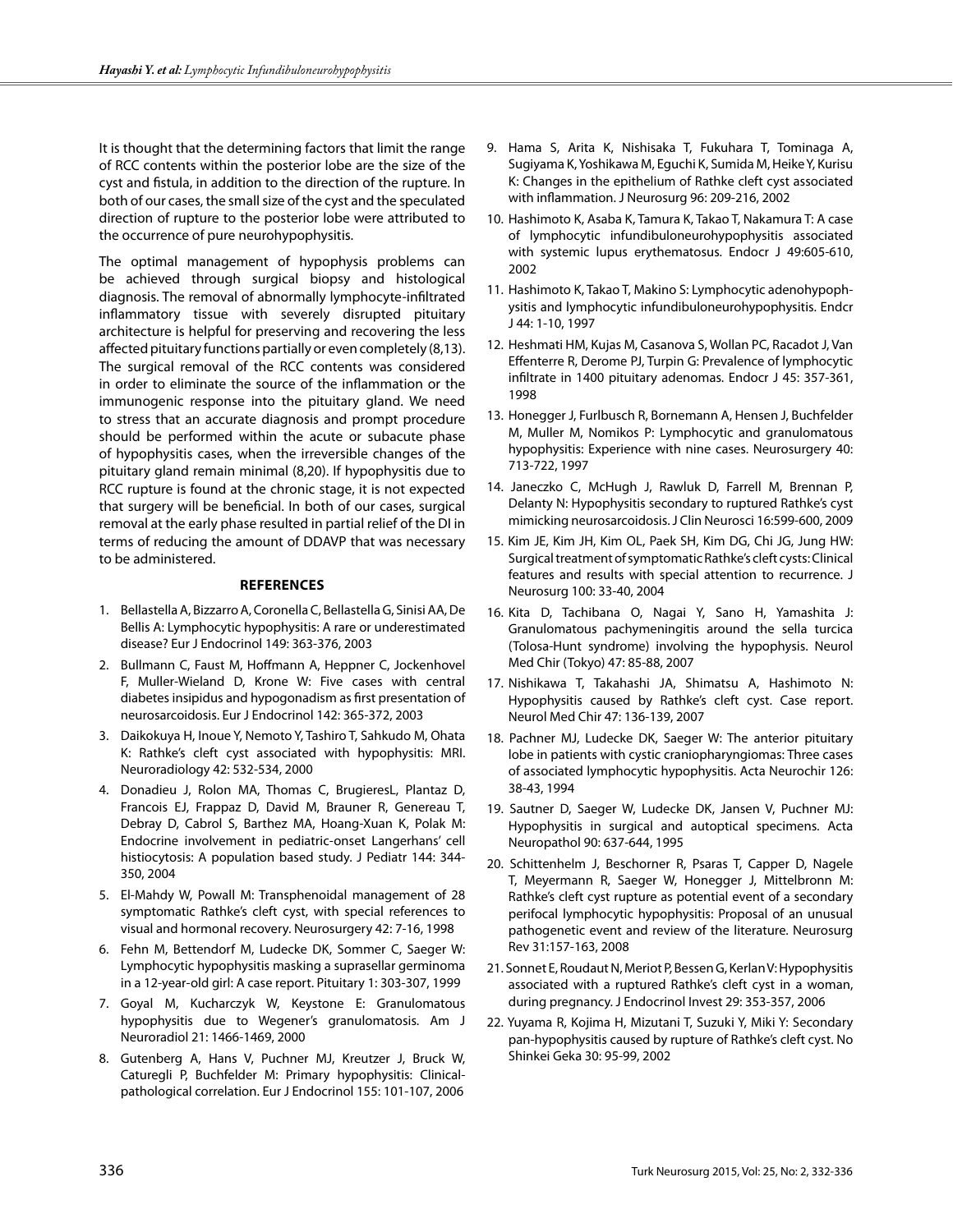It is thought that the determining factors that limit the range of RCC contents within the posterior lobe are the size of the cyst and fistula, in addition to the direction of the rupture. In both of our cases, the small size of the cyst and the speculated direction of rupture to the posterior lobe were attributed to the occurrence of pure neurohypophysitis.

The optimal management of hypophysis problems can be achieved through surgical biopsy and histological diagnosis. The removal of abnormally lymphocyte-infiltrated inflammatory tissue with severely disrupted pituitary architecture is helpful for preserving and recovering the less affected pituitary functions partially or even completely (8,13). The surgical removal of the RCC contents was considered in order to eliminate the source of the inflammation or the immunogenic response into the pituitary gland. We need to stress that an accurate diagnosis and prompt procedure should be performed within the acute or subacute phase of hypophysitis cases, when the irreversible changes of the pituitary gland remain minimal (8,20). If hypophysitis due to RCC rupture is found at the chronic stage, it is not expected that surgery will be beneficial. In both of our cases, surgical removal at the early phase resulted in partial relief of the DI in terms of reducing the amount of DDAVP that was necessary to be administered.

## REFERENCES

1. Bellastella A, Bizzarro A, Coronella C, Bellastella G, Sinisi AA, De Bellis A: Lymphocytic hypophysitis: A rare or underestimated disease? Eur J Endocrinol 149: 363-376, 2003
2. Bullmann C, Faust M, Hoffmann A, Heppner C, Jockenhovel F, Muller-Wieland D, Krone W: Five cases with central diabetes insipidus and hypogonadism as first presentation of neurosarcoidosis. Eur J Endocrinol 142: 365-372, 2003
3. Daikokuya H, Inoue Y, Nemoto Y, Tashiro T, Sahkudo M, Ohata K: Rathke's cleft cyst associated with hypophysitis: MRI. Neuroradiology 42: 532-534, 2000
4. Donadieu J, Rolon MA, Thomas C, BrugieresL, Plantaz D, Francois EJ, Frappaz D, David M, Brauner R, Genereau T, Debray D, Cabrol S, Barthez MA, Hoang-Xuan K, Polak M: Endocrine involvement in pediatric-onset Langerhans' cell histiocytosis: A population based study. J Pediatr 144: 344-350, 2004
5. El-Mahdy W, Powall M: Transphenoidal management of 28 symptomatic Rathke's cleft cyst, with special references to visual and hormonal recovery. Neurosurgery 42: 7-16, 1998
6. Fehn M, Bettendorf M, Ludecke DK, Sommer C, Saeger W: Lymphocytic hypophysitis masking a suprasellar germinoma in a 12-year-old girl: A case report. Pituitary 1: 303-307, 1999
7. Goyal M, Kucharczyk W, Keystone E: Granulomatous hypophysitis due to Wegener's granulomatosis. Am J Neuroradiol 21: 1466-1469, 2000
8. Gutenberg A, Hans V, Puchner MJ, Kreutzer J, Bruck W, Caturegli P, Buchfelder M: Primary hypophysitis: Clinical-pathological correlation. Eur J Endocrinol 155: 101-107, 2006
9. Hama S, Arita K, Nishisaka T, Fukuhara T, Tominaga A, Sugiyama K, Yoshikawa M, Eguchi K, Sumida M, Heike Y, Kurisu K: Changes in the epithelium of Rathke cleft cyst associated with inflammation. J Neurosurg 96: 209-216, 2002
10. Hashimoto K, Asaba K, Tamura K, Takao T, Nakamura T: A case of lymphocytic infundibuloneurohypophysitis associated with systemic lupus erythematosus. Endocr J 49:605-610, 2002
11. Hashimoto K, Takao T, Makino S: Lymphocytic adenohypophysitis and lymphocytic infundibuloneurohypophysitis. Endcr J 44: 1-10, 1997
12. Heshmati HM, Kujas M, Casanova S, Wollan PC, Racadot J, Van Effenterre R, Derome PJ, Turpin G: Prevalence of lymphocytic infiltrate in 1400 pituitary adenomas. Endocr J 45: 357-361, 1998
13. Honegger J, Furlbusch R, Bornemann A, Hensen J, Buchfelder M, Muller M, Nomikos P: Lymphocytic and granulomatous hypophysitis: Experience with nine cases. Neurosurgery 40: 713-722, 1997
14. Janeczko C, McHugh J, Rawluk D, Farrell M, Brennan P, Delanty N: Hypophysitis secondary to ruptured Rathke's cyst mimicking neurosarcoidosis. J Clin Neurosci 16:599-600, 2009
15. Kim JE, Kim JH, Kim OL, Paek SH, Kim DG, Chi JG, Jung HW: Surgical treatment of symptomatic Rathke's cleft cysts: Clinical features and results with special attention to recurrence. J Neurosurg 100: 33-40, 2004
16. Kita D, Tachibana O, Nagai Y, Sano H, Yamashita J: Granulomatous pachymeningitis around the sella turcica (Tolosa-Hunt syndrome) involving the hypophysis. Neurol Med Chir (Tokyo) 47: 85-88, 2007
17. Nishikawa T, Takahashi JA, Shimatsu A, Hashimoto N: Hypophysitis caused by Rathke's cleft cyst. Case report. Neurol Med Chir 47: 136-139, 2007
18. Pachner MJ, Ludecke DK, Saeger W: The anterior pituitary lobe in patients with cystic craniopharyngiomas: Three cases of associated lymphocytic hypophysitis. Acta Neurochir 126: 38-43, 1994
19. Sautner D, Saeger W, Ludecke DK, Jansen V, Puchner MJ: Hypophysitis in surgical and autoptical specimens. Acta Neuropathol 90: 637-644, 1995
20. Schittenhelm J, Beschorner R, Psaras T, Capper D, Nagele T, Meyermann R, Saeger W, Honegger J, Mittelbronn M: Rathke's cleft cyst rupture as potential event of a secondary perifocal lymphocytic hypophysitis: Proposal of an unusual pathogenetic event and review of the literature. Neurosurg Rev 31:157-163, 2008
21. Sonnet E, Roudaut N, Meriot P, Bessen G, Kerlan V: Hypophysitis associated with a ruptured Rathke's cleft cyst in a woman, during pregnancy. J Endocrinol Invest 29: 353-357, 2006
22. Yuyama R, Kojima H, Mizutani T, Suzuki Y, Miki Y: Secondary pan-hypophysitis caused by rupture of Rathke's cleft cyst. No Shinkei Geka 30: 95-99, 2002